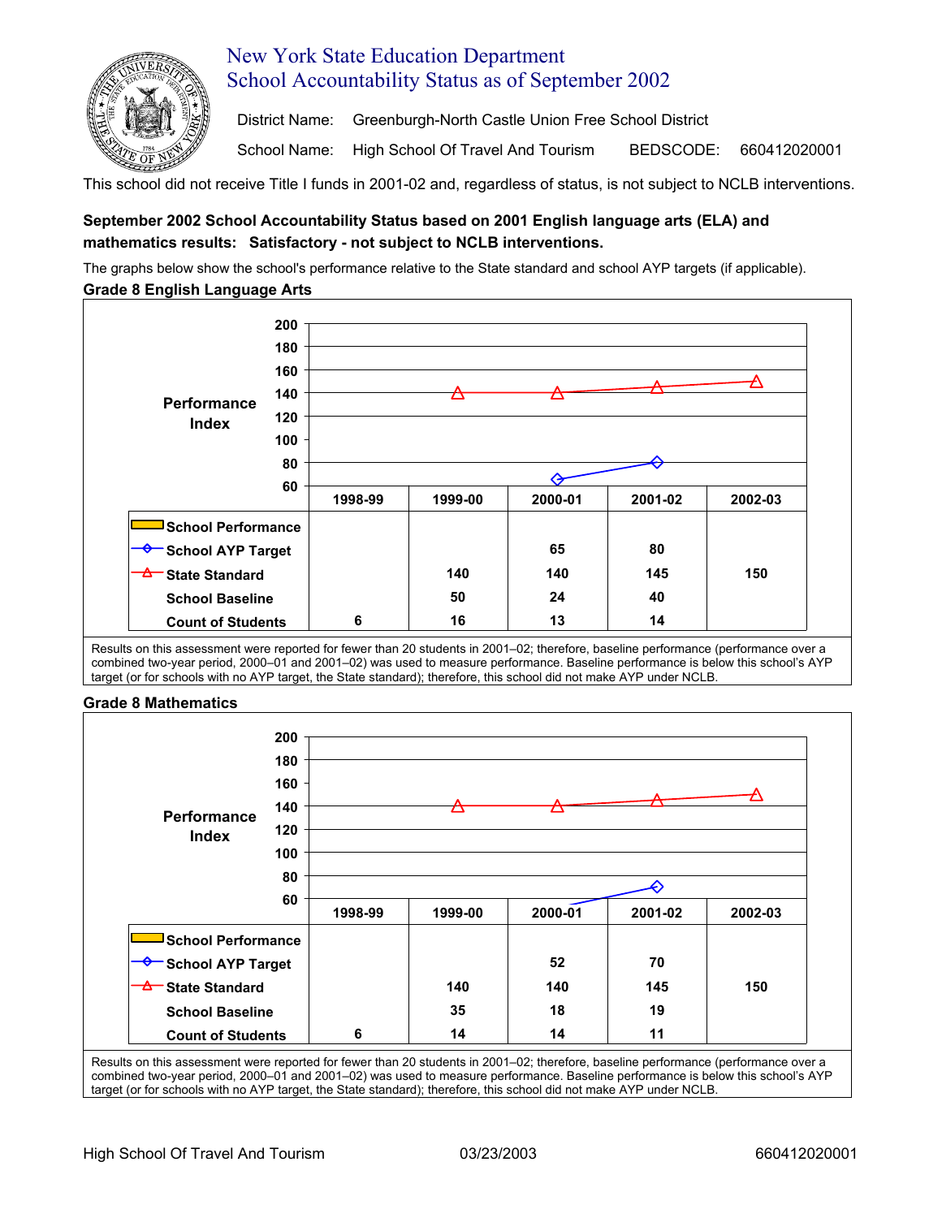# New York State Education Department

## School Accountability Status as of September 2002

District Name: Greenburgh-North Castle Union Free School District

School Name: High School Of Travel And Tourism BEDSCODE: 660412020001

This school did not receive Title I funds in 2001-02 and, regardless of status, is not subject to NCLB interventions.

**September 2002 School Accountability Status based on 2001 English language arts (ELA) and mathematics results: Satisfactory - not subject to NCLB interventions.**

The graphs below show the school's performance relative to the State standard and school AYP targets (if applicable).

### Grade 8 English Language Arts

| | 1998-99 | 1999-00 | 2000-01 | 2001-02 | 2002-03 |
|---|---|---|---|---|---|
| School Performance | | | | | |
| School AYP Target | | | 65 | 80 | |
| State Standard | | 140 | 140 | 145 | 150 |
| School Baseline | | 50 | 24 | 40 | |
| Count of Students | 6 | 16 | 13 | 14 | |

Results on this assessment were reported for fewer than 20 students in 2001–02; therefore, baseline performance (performance over a combined two-year period, 2000–01 and 2001–02) was used to measure performance. Baseline performance is below this school's AYP target (or for schools with no AYP target, the State standard); therefore, this school did not make AYP under NCLB.

### Grade 8 Mathematics

| | 1998-99 | 1999-00 | 2000-01 | 2001-02 | 2002-03 |
|---|---|---|---|---|---|
| School Performance | | | | | |
| School AYP Target | | | 52 | 70 | |
| State Standard | | 140 | 140 | 145 | 150 |
| School Baseline | | 35 | 18 | 19 | |
| Count of Students | 6 | 14 | 14 | 11 | |

Results on this assessment were reported for fewer than 20 students in 2001–02; therefore, baseline performance (performance over a combined two-year period, 2000–01 and 2001–02) was used to measure performance. Baseline performance is below this school's AYP target (or for schools with no AYP target, the State standard); therefore, this school did not make AYP under NCLB.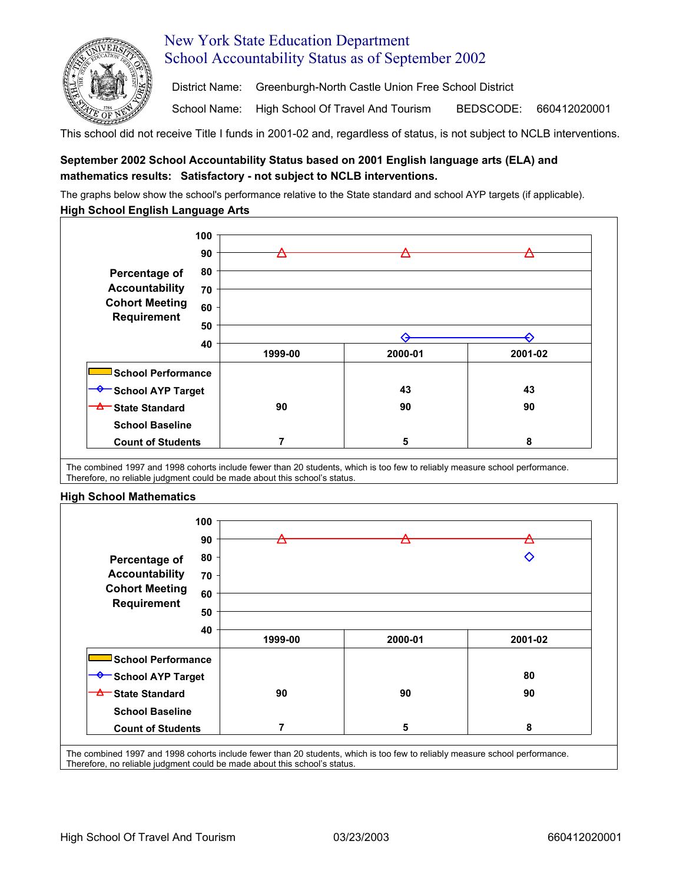# New York State Education Department
## School Accountability Status as of September 2002

District Name: Greenburgh-North Castle Union Free School District

School Name: High School Of Travel And Tourism BEDSCODE: 660412020001

This school did not receive Title I funds in 2001-02 and, regardless of status, is not subject to NCLB interventions.

**September 2002 School Accountability Status based on 2001 English language arts (ELA) and mathematics results: Satisfactory - not subject to NCLB interventions.**

The graphs below show the school's performance relative to the State standard and school AYP targets (if applicable).

### High School English Language Arts

Percentage of Accountability Cohort Meeting Requirement

100
90
80
70
60
50
40

1999-00 2000-01 2001-02

School Performance

School AYP Target 43 43

State Standard 90 90 90

School Baseline

Count of Students 7 5 8

The combined 1997 and 1998 cohorts include fewer than 20 students, which is too few to reliably measure school performance. Therefore, no reliable judgment could be made about this school's status.

### High School Mathematics

Percentage of Accountability Cohort Meeting Requirement

100
90
80
70
60
50
40

1999-00 2000-01 2001-02

School Performance

School AYP Target 80

State Standard 90 90 90

School Baseline

Count of Students 7 5 8

The combined 1997 and 1998 cohorts include fewer than 20 students, which is too few to reliably measure school performance. Therefore, no reliable judgment could be made about this school's status.